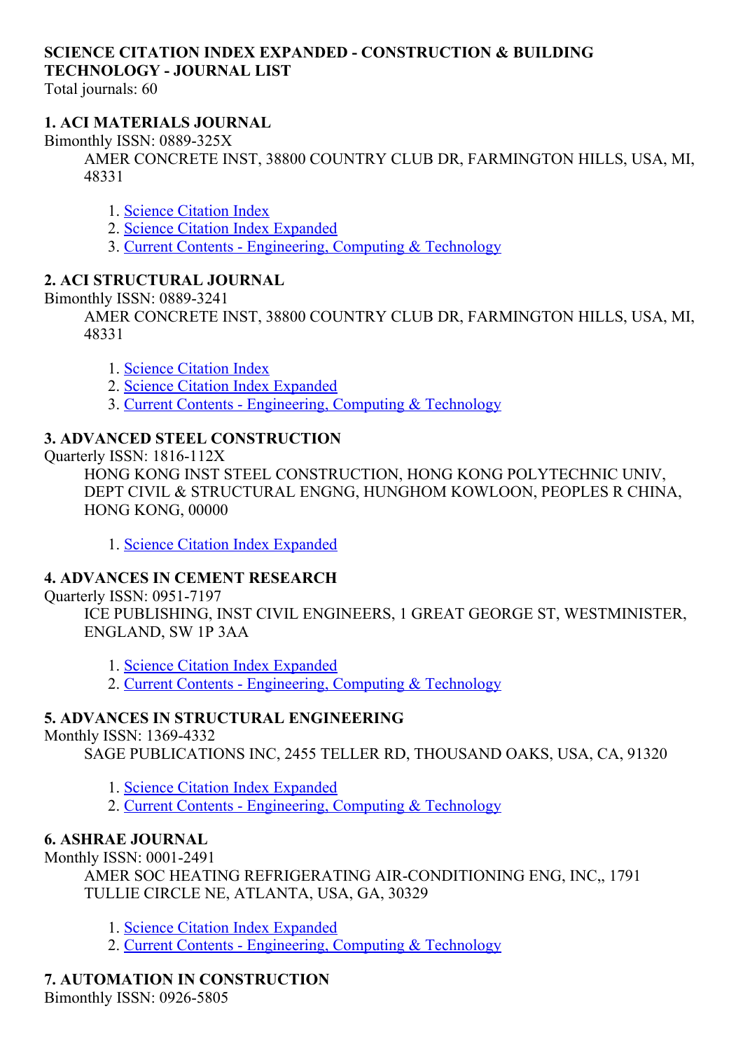**SCIENCE CITATION INDEX EXPANDED - CONSTRUCTION & BUILDING TECHNOLOGY - JOURNAL LIST**

Total journals: 60

**1. ACI MATERIALS JOURNAL**

Bimonthly ISSN: 0889-325X

AMER CONCRETE INST, 38800 COUNTRY CLUB DR, FARMINGTON HILLS, USA, MI, 48331

1. Science Citation Index
2. Science Citation Index Expanded
3. Current Contents - Engineering, Computing & Technology

**2. ACI STRUCTURAL JOURNAL**

Bimonthly ISSN: 0889-3241

AMER CONCRETE INST, 38800 COUNTRY CLUB DR, FARMINGTON HILLS, USA, MI, 48331

1. Science Citation Index
2. Science Citation Index Expanded
3. Current Contents - Engineering, Computing & Technology

**3. ADVANCED STEEL CONSTRUCTION**

Quarterly ISSN: 1816-112X

HONG KONG INST STEEL CONSTRUCTION, HONG KONG POLYTECHNIC UNIV, DEPT CIVIL & STRUCTURAL ENGNG, HUNGHOM KOWLOON, PEOPLES R CHINA, HONG KONG, 00000

1. Science Citation Index Expanded

**4. ADVANCES IN CEMENT RESEARCH**

Quarterly ISSN: 0951-7197

ICE PUBLISHING, INST CIVIL ENGINEERS, 1 GREAT GEORGE ST, WESTMINISTER, ENGLAND, SW 1P 3AA

1. Science Citation Index Expanded
2. Current Contents - Engineering, Computing & Technology

**5. ADVANCES IN STRUCTURAL ENGINEERING**

Monthly ISSN: 1369-4332

SAGE PUBLICATIONS INC, 2455 TELLER RD, THOUSAND OAKS, USA, CA, 91320

1. Science Citation Index Expanded
2. Current Contents - Engineering, Computing & Technology

**6. ASHRAE JOURNAL**

Monthly ISSN: 0001-2491

AMER SOC HEATING REFRIGERATING AIR-CONDITIONING ENG, INC,, 1791 TULLIE CIRCLE NE, ATLANTA, USA, GA, 30329

1. Science Citation Index Expanded
2. Current Contents - Engineering, Computing & Technology

**7. AUTOMATION IN CONSTRUCTION**

Bimonthly ISSN: 0926-5805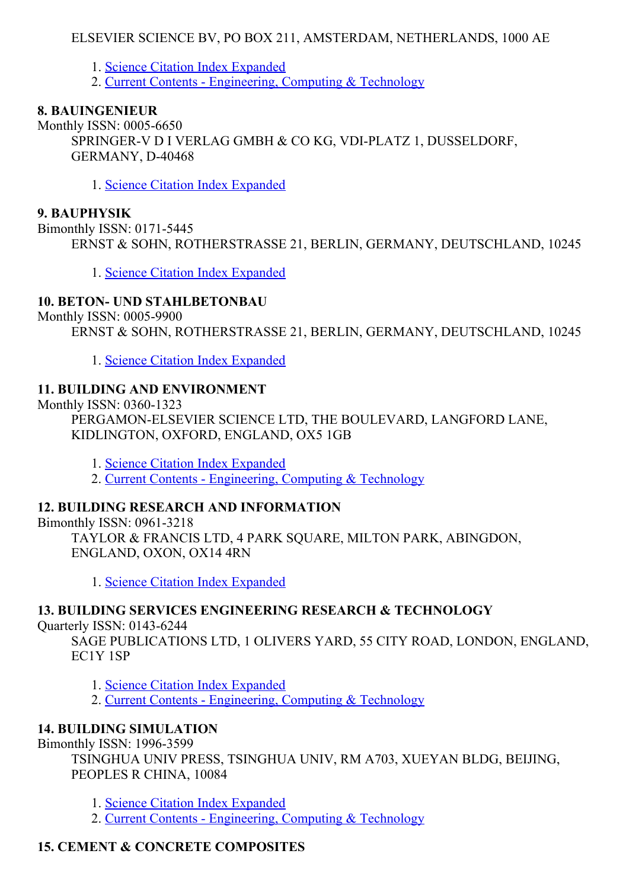ELSEVIER SCIENCE BV, PO BOX 211, AMSTERDAM, NETHERLANDS, 1000 AE

1. Science Citation Index Expanded
2. Current Contents - Engineering, Computing & Technology

**8. BAUINGENIEUR**

Monthly ISSN: 0005-6650

SPRINGER-V D I VERLAG GMBH & CO KG, VDI-PLATZ 1, DUSSELDORF, GERMANY, D-40468

1. Science Citation Index Expanded

**9. BAUPHYSIK**

Bimonthly ISSN: 0171-5445

ERNST & SOHN, ROTHERSTRASSE 21, BERLIN, GERMANY, DEUTSCHLAND, 10245

1. Science Citation Index Expanded

**10. BETON- UND STAHLBETONBAU**

Monthly ISSN: 0005-9900

ERNST & SOHN, ROTHERSTRASSE 21, BERLIN, GERMANY, DEUTSCHLAND, 10245

1. Science Citation Index Expanded

**11. BUILDING AND ENVIRONMENT**

Monthly ISSN: 0360-1323

PERGAMON-ELSEVIER SCIENCE LTD, THE BOULEVARD, LANGFORD LANE, KIDLINGTON, OXFORD, ENGLAND, OX5 1GB

1. Science Citation Index Expanded
2. Current Contents - Engineering, Computing & Technology

**12. BUILDING RESEARCH AND INFORMATION**

Bimonthly ISSN: 0961-3218

TAYLOR & FRANCIS LTD, 4 PARK SQUARE, MILTON PARK, ABINGDON, ENGLAND, OXON, OX14 4RN

1. Science Citation Index Expanded

**13. BUILDING SERVICES ENGINEERING RESEARCH & TECHNOLOGY**

Quarterly ISSN: 0143-6244

SAGE PUBLICATIONS LTD, 1 OLIVERS YARD, 55 CITY ROAD, LONDON, ENGLAND, EC1Y 1SP

1. Science Citation Index Expanded
2. Current Contents - Engineering, Computing & Technology

**14. BUILDING SIMULATION**

Bimonthly ISSN: 1996-3599

TSINGHUA UNIV PRESS, TSINGHUA UNIV, RM A703, XUEYAN BLDG, BEIJING, PEOPLES R CHINA, 10084

1. Science Citation Index Expanded
2. Current Contents - Engineering, Computing & Technology

**15. CEMENT & CONCRETE COMPOSITES**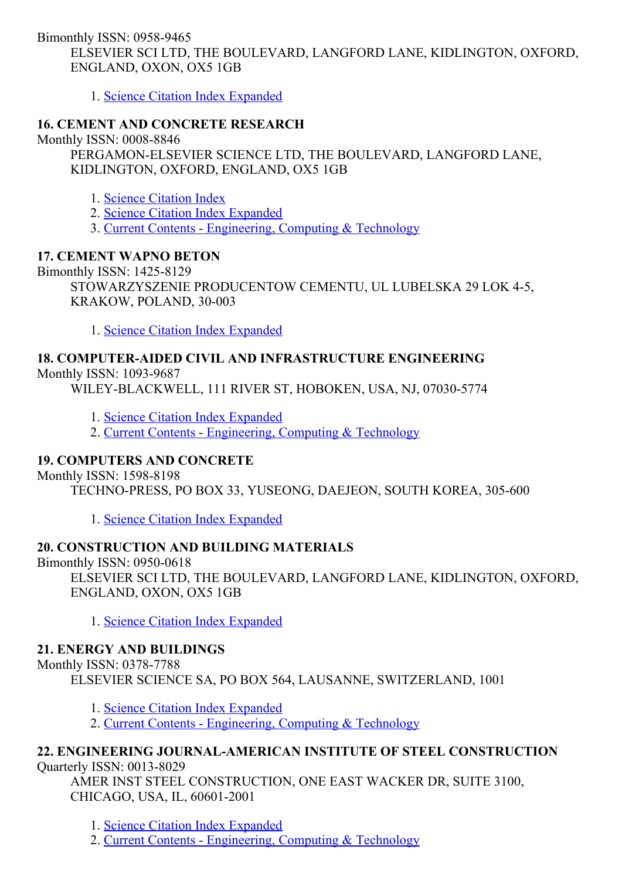Bimonthly ISSN: 0958-9465

ELSEVIER SCI LTD, THE BOULEVARD, LANGFORD LANE, KIDLINGTON, OXFORD, ENGLAND, OXON, OX5 1GB

1. Science Citation Index Expanded

### 16. CEMENT AND CONCRETE RESEARCH

Monthly ISSN: 0008-8846

PERGAMON-ELSEVIER SCIENCE LTD, THE BOULEVARD, LANGFORD LANE, KIDLINGTON, OXFORD, ENGLAND, OX5 1GB

1. Science Citation Index
2. Science Citation Index Expanded
3. Current Contents - Engineering, Computing & Technology

### 17. CEMENT WAPNO BETON

Bimonthly ISSN: 1425-8129

STOWARZYSZENIE PRODUCENTOW CEMENTU, UL LUBELSKA 29 LOK 4-5, KRAKOW, POLAND, 30-003

1. Science Citation Index Expanded

### 18. COMPUTER-AIDED CIVIL AND INFRASTRUCTURE ENGINEERING

Monthly ISSN: 1093-9687

WILEY-BLACKWELL, 111 RIVER ST, HOBOKEN, USA, NJ, 07030-5774

1. Science Citation Index Expanded
2. Current Contents - Engineering, Computing & Technology

### 19. COMPUTERS AND CONCRETE

Monthly ISSN: 1598-8198

TECHNO-PRESS, PO BOX 33, YUSEONG, DAEJEON, SOUTH KOREA, 305-600

1. Science Citation Index Expanded

### 20. CONSTRUCTION AND BUILDING MATERIALS

Bimonthly ISSN: 0950-0618

ELSEVIER SCI LTD, THE BOULEVARD, LANGFORD LANE, KIDLINGTON, OXFORD, ENGLAND, OXON, OX5 1GB

1. Science Citation Index Expanded

### 21. ENERGY AND BUILDINGS

Monthly ISSN: 0378-7788

ELSEVIER SCIENCE SA, PO BOX 564, LAUSANNE, SWITZERLAND, 1001

1. Science Citation Index Expanded
2. Current Contents - Engineering, Computing & Technology

### 22. ENGINEERING JOURNAL-AMERICAN INSTITUTE OF STEEL CONSTRUCTION

Quarterly ISSN: 0013-8029

AMER INST STEEL CONSTRUCTION, ONE EAST WACKER DR, SUITE 3100, CHICAGO, USA, IL, 60601-2001

1. Science Citation Index Expanded
2. Current Contents - Engineering, Computing & Technology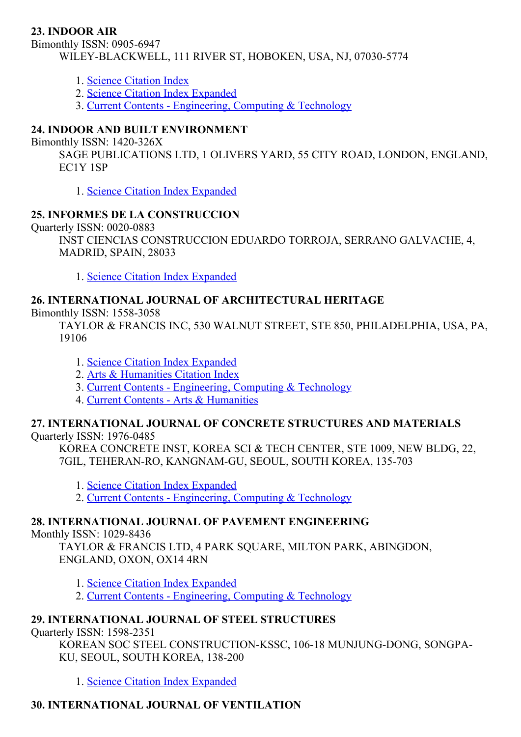**23. INDOOR AIR**

Bimonthly ISSN: 0905-6947

WILEY-BLACKWELL, 111 RIVER ST, HOBOKEN, USA, NJ, 07030-5774

1. Science Citation Index
2. Science Citation Index Expanded
3. Current Contents - Engineering, Computing & Technology

**24. INDOOR AND BUILT ENVIRONMENT**

Bimonthly ISSN: 1420-326X

SAGE PUBLICATIONS LTD, 1 OLIVERS YARD, 55 CITY ROAD, LONDON, ENGLAND, EC1Y 1SP

1. Science Citation Index Expanded

**25. INFORMES DE LA CONSTRUCCION**

Quarterly ISSN: 0020-0883

INST CIENCIAS CONSTRUCCION EDUARDO TORROJA, SERRANO GALVACHE, 4, MADRID, SPAIN, 28033

1. Science Citation Index Expanded

**26. INTERNATIONAL JOURNAL OF ARCHITECTURAL HERITAGE**

Bimonthly ISSN: 1558-3058

TAYLOR & FRANCIS INC, 530 WALNUT STREET, STE 850, PHILADELPHIA, USA, PA, 19106

1. Science Citation Index Expanded
2. Arts & Humanities Citation Index
3. Current Contents - Engineering, Computing & Technology
4. Current Contents - Arts & Humanities

**27. INTERNATIONAL JOURNAL OF CONCRETE STRUCTURES AND MATERIALS**

Quarterly ISSN: 1976-0485

KOREA CONCRETE INST, KOREA SCI & TECH CENTER, STE 1009, NEW BLDG, 22, 7GIL, TEHERAN-RO, KANGNAM-GU, SEOUL, SOUTH KOREA, 135-703

1. Science Citation Index Expanded
2. Current Contents - Engineering, Computing & Technology

**28. INTERNATIONAL JOURNAL OF PAVEMENT ENGINEERING**

Monthly ISSN: 1029-8436

TAYLOR & FRANCIS LTD, 4 PARK SQUARE, MILTON PARK, ABINGDON, ENGLAND, OXON, OX14 4RN

1. Science Citation Index Expanded
2. Current Contents - Engineering, Computing & Technology

**29. INTERNATIONAL JOURNAL OF STEEL STRUCTURES**

Quarterly ISSN: 1598-2351

KOREAN SOC STEEL CONSTRUCTION-KSSC, 106-18 MUNJUNG-DONG, SONGPA-KU, SEOUL, SOUTH KOREA, 138-200

1. Science Citation Index Expanded

**30. INTERNATIONAL JOURNAL OF VENTILATION**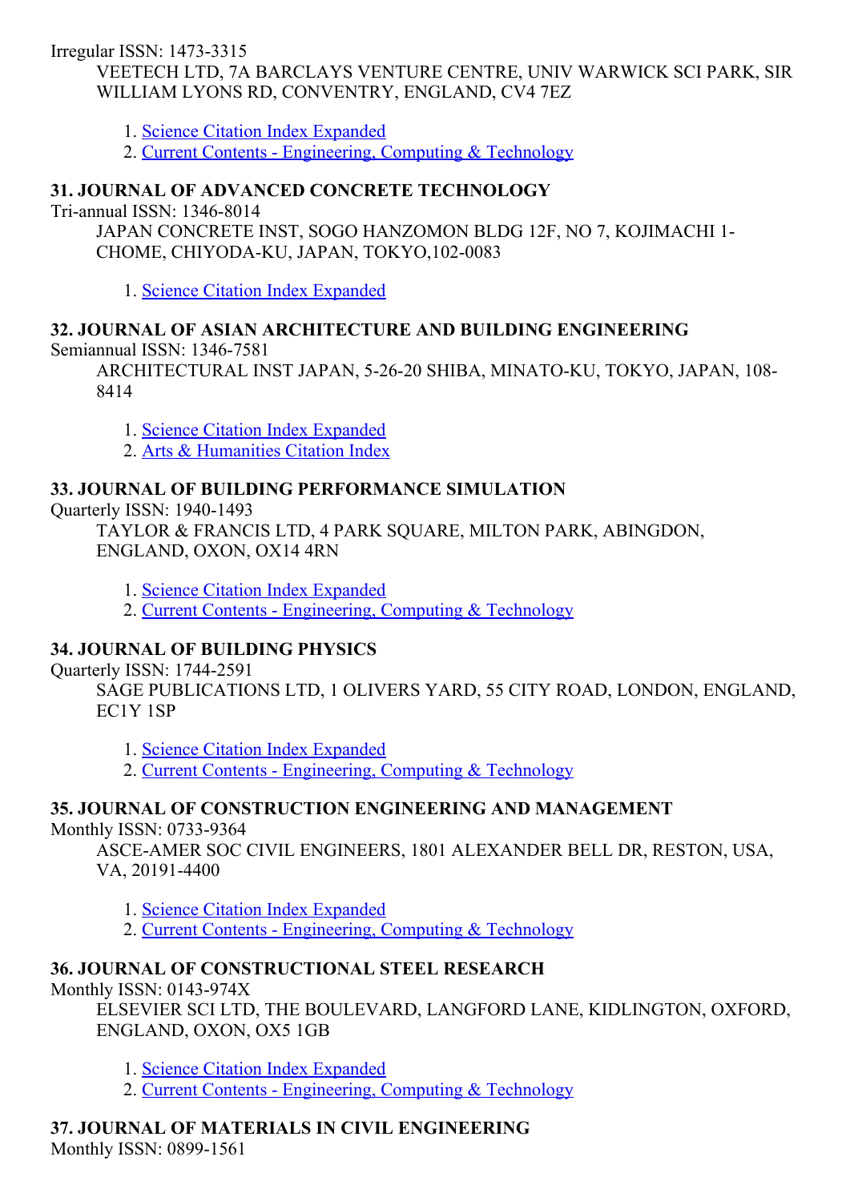Irregular ISSN: 1473-3315

VEETECH LTD, 7A BARCLAYS VENTURE CENTRE, UNIV WARWICK SCI PARK, SIR WILLIAM LYONS RD, CONVENTRY, ENGLAND, CV4 7EZ

1. Science Citation Index Expanded
2. Current Contents - Engineering, Computing & Technology

**31. JOURNAL OF ADVANCED CONCRETE TECHNOLOGY**

Tri-annual ISSN: 1346-8014

JAPAN CONCRETE INST, SOGO HANZOMON BLDG 12F, NO 7, KOJIMACHI 1-CHOME, CHIYODA-KU, JAPAN, TOKYO,102-0083

1. Science Citation Index Expanded

**32. JOURNAL OF ASIAN ARCHITECTURE AND BUILDING ENGINEERING**

Semiannual ISSN: 1346-7581

ARCHITECTURAL INST JAPAN, 5-26-20 SHIBA, MINATO-KU, TOKYO, JAPAN, 108-8414

1. Science Citation Index Expanded
2. Arts & Humanities Citation Index

**33. JOURNAL OF BUILDING PERFORMANCE SIMULATION**

Quarterly ISSN: 1940-1493

TAYLOR & FRANCIS LTD, 4 PARK SQUARE, MILTON PARK, ABINGDON, ENGLAND, OXON, OX14 4RN

1. Science Citation Index Expanded
2. Current Contents - Engineering, Computing & Technology

**34. JOURNAL OF BUILDING PHYSICS**

Quarterly ISSN: 1744-2591

SAGE PUBLICATIONS LTD, 1 OLIVERS YARD, 55 CITY ROAD, LONDON, ENGLAND, EC1Y 1SP

1. Science Citation Index Expanded
2. Current Contents - Engineering, Computing & Technology

**35. JOURNAL OF CONSTRUCTION ENGINEERING AND MANAGEMENT**

Monthly ISSN: 0733-9364

ASCE-AMER SOC CIVIL ENGINEERS, 1801 ALEXANDER BELL DR, RESTON, USA, VA, 20191-4400

1. Science Citation Index Expanded
2. Current Contents - Engineering, Computing & Technology

**36. JOURNAL OF CONSTRUCTIONAL STEEL RESEARCH**

Monthly ISSN: 0143-974X

ELSEVIER SCI LTD, THE BOULEVARD, LANGFORD LANE, KIDLINGTON, OXFORD, ENGLAND, OXON, OX5 1GB

1. Science Citation Index Expanded
2. Current Contents - Engineering, Computing & Technology

**37. JOURNAL OF MATERIALS IN CIVIL ENGINEERING**

Monthly ISSN: 0899-1561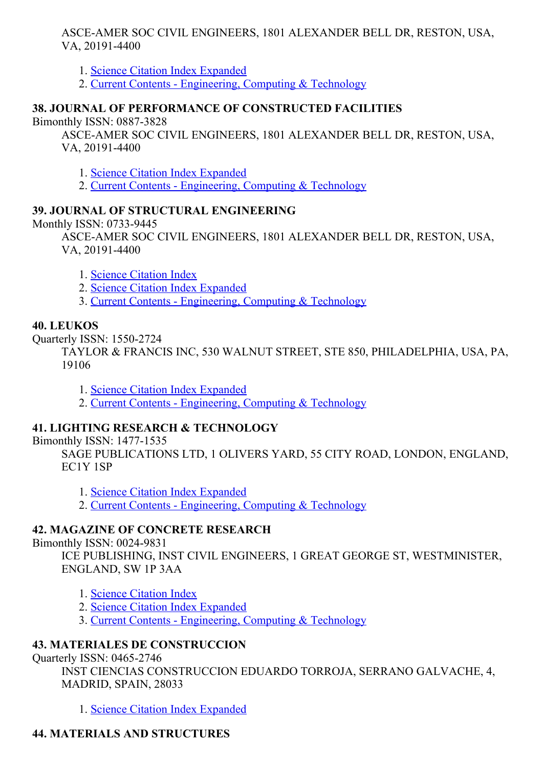ASCE-AMER SOC CIVIL ENGINEERS, 1801 ALEXANDER BELL DR, RESTON, USA, VA, 20191-4400

1. Science Citation Index Expanded
2. Current Contents - Engineering, Computing & Technology

**38. JOURNAL OF PERFORMANCE OF CONSTRUCTED FACILITIES**

Bimonthly ISSN: 0887-3828

ASCE-AMER SOC CIVIL ENGINEERS, 1801 ALEXANDER BELL DR, RESTON, USA, VA, 20191-4400

1. Science Citation Index Expanded
2. Current Contents - Engineering, Computing & Technology

**39. JOURNAL OF STRUCTURAL ENGINEERING**

Monthly ISSN: 0733-9445

ASCE-AMER SOC CIVIL ENGINEERS, 1801 ALEXANDER BELL DR, RESTON, USA, VA, 20191-4400

1. Science Citation Index
2. Science Citation Index Expanded
3. Current Contents - Engineering, Computing & Technology

**40. LEUKOS**

Quarterly ISSN: 1550-2724

TAYLOR & FRANCIS INC, 530 WALNUT STREET, STE 850, PHILADELPHIA, USA, PA, 19106

1. Science Citation Index Expanded
2. Current Contents - Engineering, Computing & Technology

**41. LIGHTING RESEARCH & TECHNOLOGY**

Bimonthly ISSN: 1477-1535

SAGE PUBLICATIONS LTD, 1 OLIVERS YARD, 55 CITY ROAD, LONDON, ENGLAND, EC1Y 1SP

1. Science Citation Index Expanded
2. Current Contents - Engineering, Computing & Technology

**42. MAGAZINE OF CONCRETE RESEARCH**

Bimonthly ISSN: 0024-9831

ICE PUBLISHING, INST CIVIL ENGINEERS, 1 GREAT GEORGE ST, WESTMINISTER, ENGLAND, SW 1P 3AA

1. Science Citation Index
2. Science Citation Index Expanded
3. Current Contents - Engineering, Computing & Technology

**43. MATERIALES DE CONSTRUCCION**

Quarterly ISSN: 0465-2746

INST CIENCIAS CONSTRUCCION EDUARDO TORROJA, SERRANO GALVACHE, 4, MADRID, SPAIN, 28033

1. Science Citation Index Expanded

**44. MATERIALS AND STRUCTURES**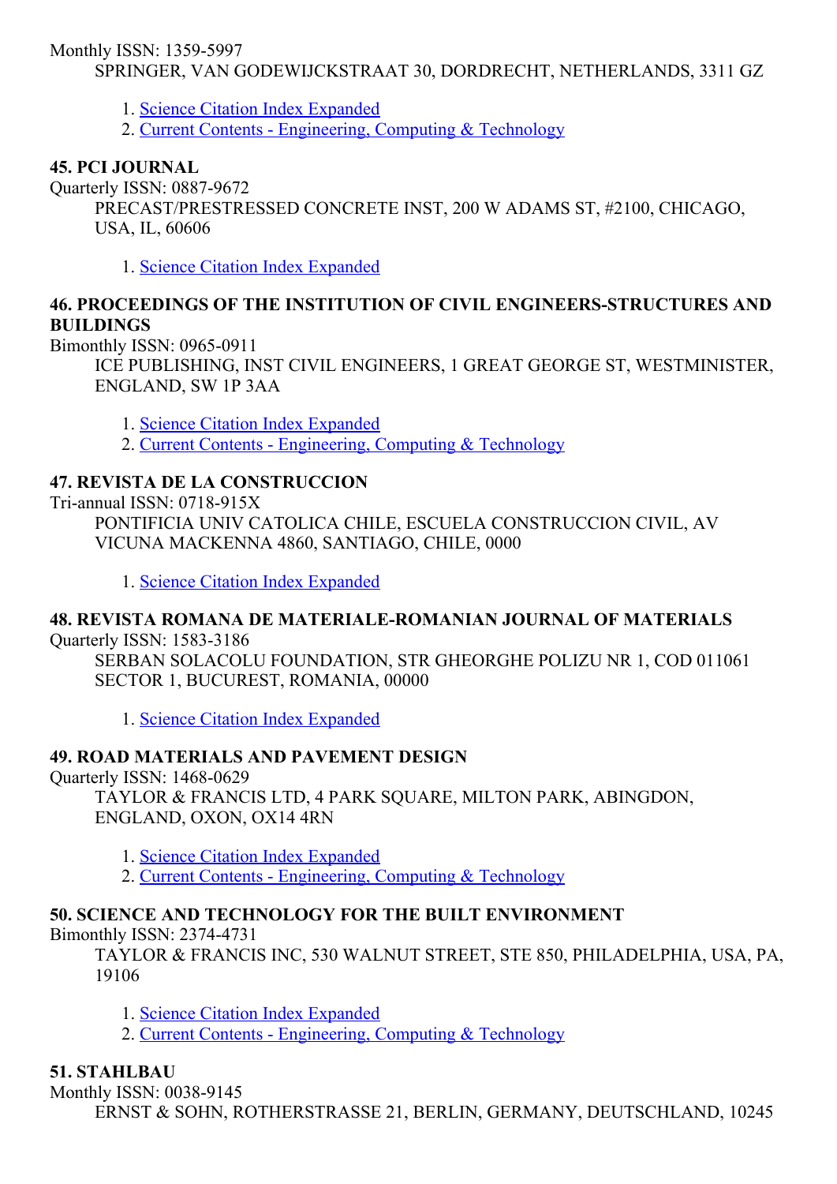Monthly ISSN: 1359-5997

SPRINGER, VAN GODEWIJCKSTRAAT 30, DORDRECHT, NETHERLANDS, 3311 GZ

1. Science Citation Index Expanded
2. Current Contents - Engineering, Computing & Technology

### 45. PCI JOURNAL

Quarterly ISSN: 0887-9672

PRECAST/PRESTRESSED CONCRETE INST, 200 W ADAMS ST, #2100, CHICAGO, USA, IL, 60606

1. Science Citation Index Expanded

### 46. PROCEEDINGS OF THE INSTITUTION OF CIVIL ENGINEERS-STRUCTURES AND BUILDINGS

Bimonthly ISSN: 0965-0911

ICE PUBLISHING, INST CIVIL ENGINEERS, 1 GREAT GEORGE ST, WESTMINISTER, ENGLAND, SW 1P 3AA

1. Science Citation Index Expanded
2. Current Contents - Engineering, Computing & Technology

### 47. REVISTA DE LA CONSTRUCCION

Tri-annual ISSN: 0718-915X

PONTIFICIA UNIV CATOLICA CHILE, ESCUELA CONSTRUCCION CIVIL, AV VICUNA MACKENNA 4860, SANTIAGO, CHILE, 0000

1. Science Citation Index Expanded

### 48. REVISTA ROMANA DE MATERIALE-ROMANIAN JOURNAL OF MATERIALS

Quarterly ISSN: 1583-3186

SERBAN SOLACOLU FOUNDATION, STR GHEORGHE POLIZU NR 1, COD 011061 SECTOR 1, BUCUREST, ROMANIA, 00000

1. Science Citation Index Expanded

### 49. ROAD MATERIALS AND PAVEMENT DESIGN

Quarterly ISSN: 1468-0629

TAYLOR & FRANCIS LTD, 4 PARK SQUARE, MILTON PARK, ABINGDON, ENGLAND, OXON, OX14 4RN

1. Science Citation Index Expanded
2. Current Contents - Engineering, Computing & Technology

### 50. SCIENCE AND TECHNOLOGY FOR THE BUILT ENVIRONMENT

Bimonthly ISSN: 2374-4731

TAYLOR & FRANCIS INC, 530 WALNUT STREET, STE 850, PHILADELPHIA, USA, PA, 19106

1. Science Citation Index Expanded
2. Current Contents - Engineering, Computing & Technology

### 51. STAHLBAU

Monthly ISSN: 0038-9145

ERNST & SOHN, ROTHERSTRASSE 21, BERLIN, GERMANY, DEUTSCHLAND, 10245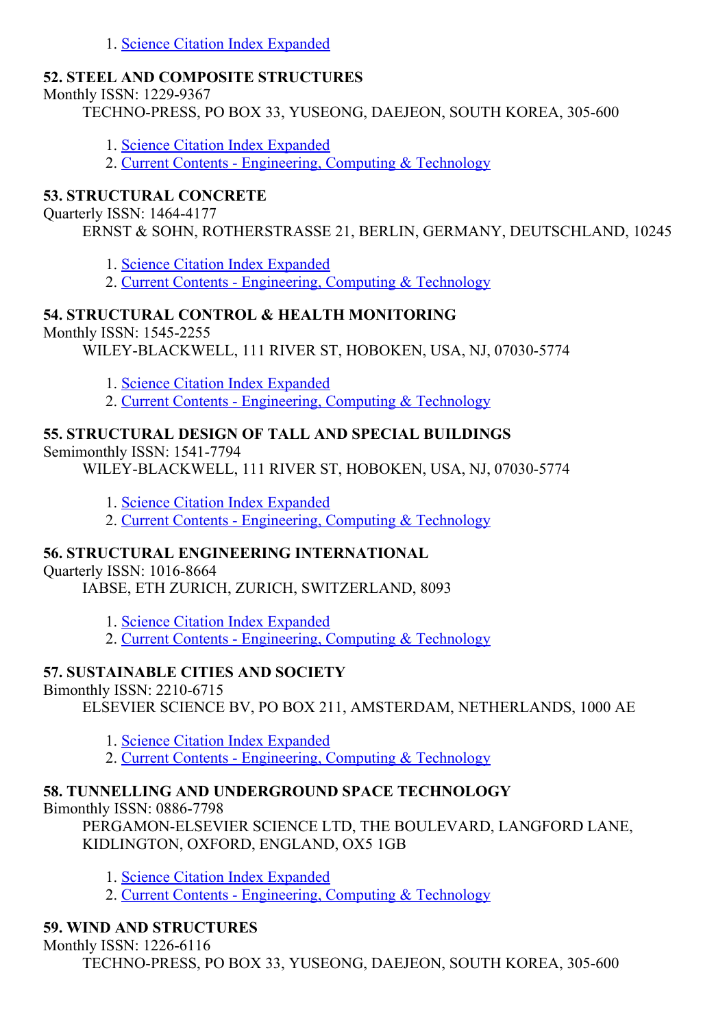1. Science Citation Index Expanded

**52. STEEL AND COMPOSITE STRUCTURES**
Monthly ISSN: 1229-9367
TECHNO-PRESS, PO BOX 33, YUSEONG, DAEJEON, SOUTH KOREA, 305-600

1. Science Citation Index Expanded
2. Current Contents - Engineering, Computing & Technology

**53. STRUCTURAL CONCRETE**
Quarterly ISSN: 1464-4177
ERNST & SOHN, ROTHERSTRASSE 21, BERLIN, GERMANY, DEUTSCHLAND, 10245

1. Science Citation Index Expanded
2. Current Contents - Engineering, Computing & Technology

**54. STRUCTURAL CONTROL & HEALTH MONITORING**
Monthly ISSN: 1545-2255
WILEY-BLACKWELL, 111 RIVER ST, HOBOKEN, USA, NJ, 07030-5774

1. Science Citation Index Expanded
2. Current Contents - Engineering, Computing & Technology

**55. STRUCTURAL DESIGN OF TALL AND SPECIAL BUILDINGS**
Semimonthly ISSN: 1541-7794
WILEY-BLACKWELL, 111 RIVER ST, HOBOKEN, USA, NJ, 07030-5774

1. Science Citation Index Expanded
2. Current Contents - Engineering, Computing & Technology

**56. STRUCTURAL ENGINEERING INTERNATIONAL**
Quarterly ISSN: 1016-8664
IABSE, ETH ZURICH, ZURICH, SWITZERLAND, 8093

1. Science Citation Index Expanded
2. Current Contents - Engineering, Computing & Technology

**57. SUSTAINABLE CITIES AND SOCIETY**
Bimonthly ISSN: 2210-6715
ELSEVIER SCIENCE BV, PO BOX 211, AMSTERDAM, NETHERLANDS, 1000 AE

1. Science Citation Index Expanded
2. Current Contents - Engineering, Computing & Technology

**58. TUNNELLING AND UNDERGROUND SPACE TECHNOLOGY**
Bimonthly ISSN: 0886-7798
PERGAMON-ELSEVIER SCIENCE LTD, THE BOULEVARD, LANGFORD LANE, KIDLINGTON, OXFORD, ENGLAND, OX5 1GB

1. Science Citation Index Expanded
2. Current Contents - Engineering, Computing & Technology

**59. WIND AND STRUCTURES**
Monthly ISSN: 1226-6116
TECHNO-PRESS, PO BOX 33, YUSEONG, DAEJEON, SOUTH KOREA, 305-600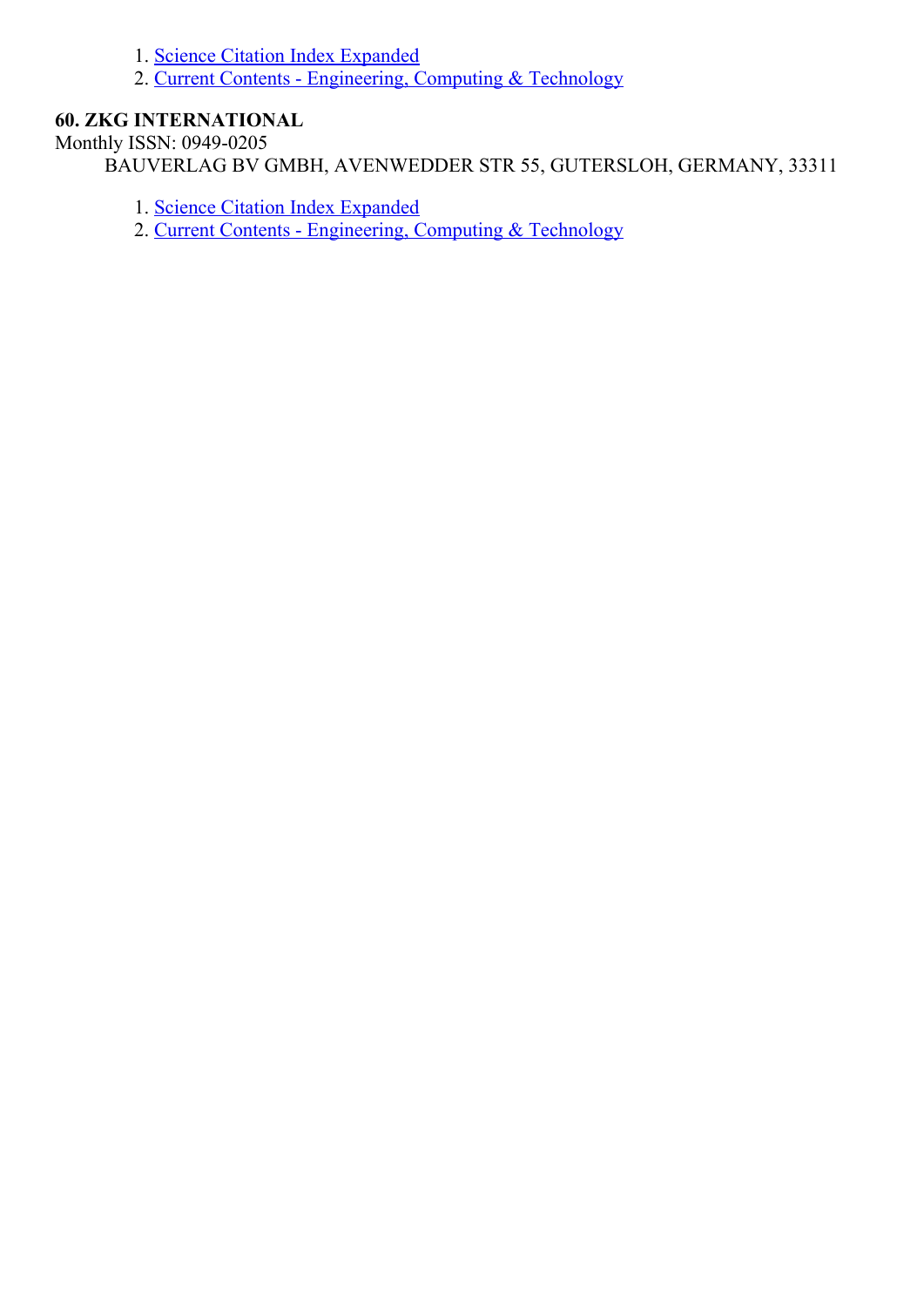1. Science Citation Index Expanded
2. Current Contents - Engineering, Computing & Technology

**60. ZKG INTERNATIONAL**

Monthly ISSN: 0949-0205

BAUVERLAG BV GMBH, AVENWEDDER STR 55, GUTERSLOH, GERMANY, 33311

1. Science Citation Index Expanded
2. Current Contents - Engineering, Computing & Technology